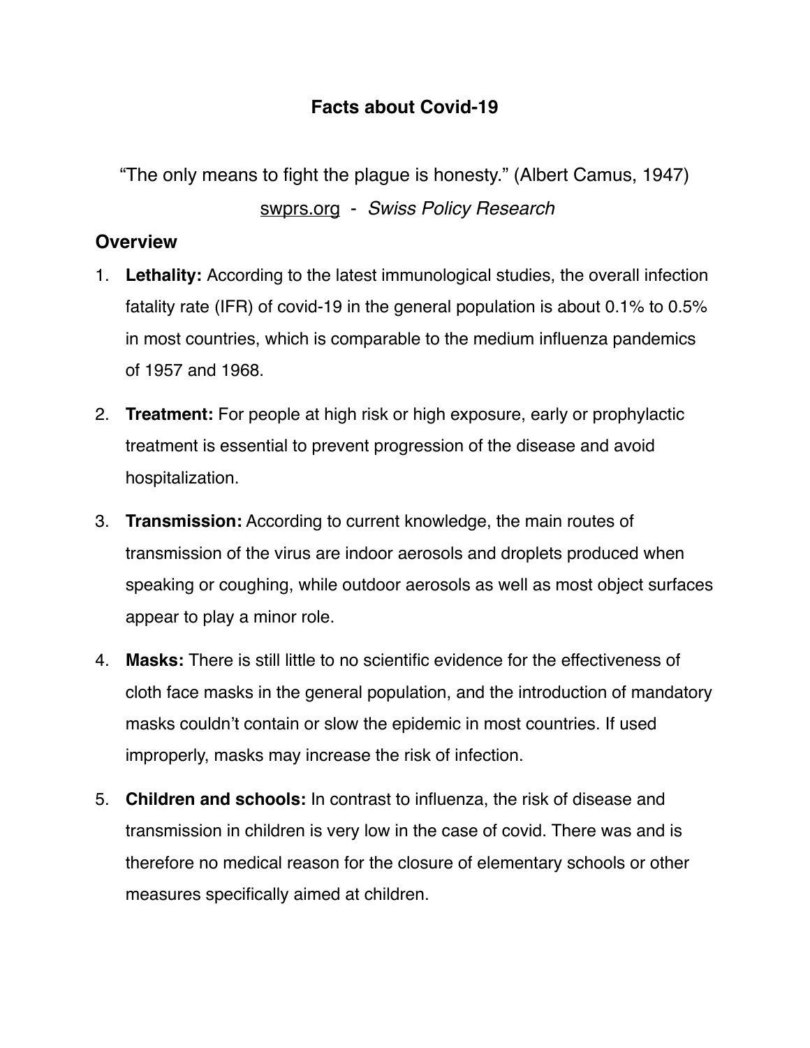# Facts about Covid-19

"The only means to fight the plague is honesty." (Albert Camus, 1947)

swprs.org - *Swiss Policy Research*

## Overview

1. **Lethality:** According to the latest immunological studies, the overall infection fatality rate (IFR) of covid-19 in the general population is about 0.1% to 0.5% in most countries, which is comparable to the medium influenza pandemics of 1957 and 1968.

2. **Treatment:** For people at high risk or high exposure, early or prophylactic treatment is essential to prevent progression of the disease and avoid hospitalization.

3. **Transmission:** According to current knowledge, the main routes of transmission of the virus are indoor aerosols and droplets produced when speaking or coughing, while outdoor aerosols as well as most object surfaces appear to play a minor role.

4. **Masks:** There is still little to no scientific evidence for the effectiveness of cloth face masks in the general population, and the introduction of mandatory masks couldn't contain or slow the epidemic in most countries. If used improperly, masks may increase the risk of infection.

5. **Children and schools:** In contrast to influenza, the risk of disease and transmission in children is very low in the case of covid. There was and is therefore no medical reason for the closure of elementary schools or other measures specifically aimed at children.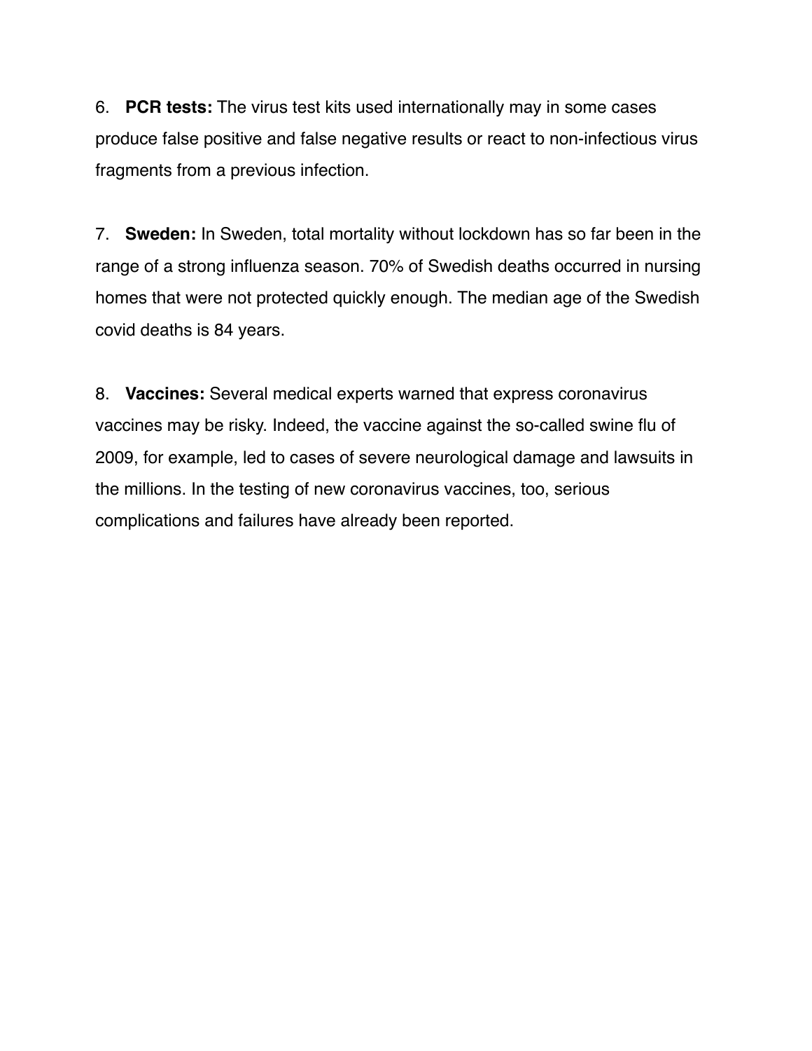6. **PCR tests:** The virus test kits used internationally may in some cases produce false positive and false negative results or react to non-infectious virus fragments from a previous infection.

7. **Sweden:** In Sweden, total mortality without lockdown has so far been in the range of a strong influenza season. 70% of Swedish deaths occurred in nursing homes that were not protected quickly enough. The median age of the Swedish covid deaths is 84 years.

8. **Vaccines:** Several medical experts warned that express coronavirus vaccines may be risky. Indeed, the vaccine against the so-called swine flu of 2009, for example, led to cases of severe neurological damage and lawsuits in the millions. In the testing of new coronavirus vaccines, too, serious complications and failures have already been reported.